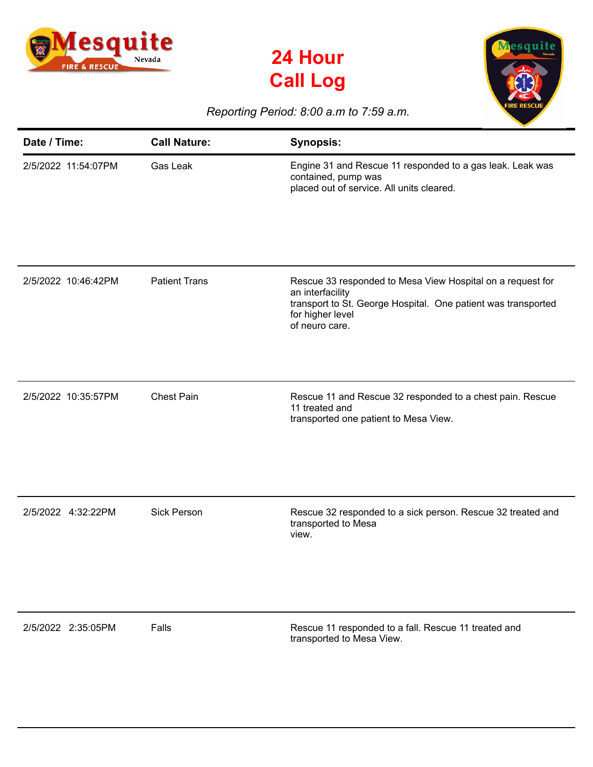# 24 Hour Call Log

*Reporting Period: 8:00 a.m to 7:59 a.m.*

| Date / Time: | Call Nature: | Synopsis: |
|---|---|---|
| 2/5/2022 11:54:07PM | Gas Leak | Engine 31 and Rescue 11 responded to a gas leak. Leak was contained, pump was placed out of service. All units cleared. |
| 2/5/2022 10:46:42PM | Patient Trans | Rescue 33 responded to Mesa View Hospital on a request for an interfacility transport to St. George Hospital. One patient was transported for higher level of neuro care. |
| 2/5/2022 10:35:57PM | Chest Pain | Rescue 11 and Rescue 32 responded to a chest pain. Rescue 11 treated and transported one patient to Mesa View. |
| 2/5/2022 4:32:22PM | Sick Person | Rescue 32 responded to a sick person. Rescue 32 treated and transported to Mesa view. |
| 2/5/2022 2:35:05PM | Falls | Rescue 11 responded to a fall. Rescue 11 treated and transported to Mesa View. |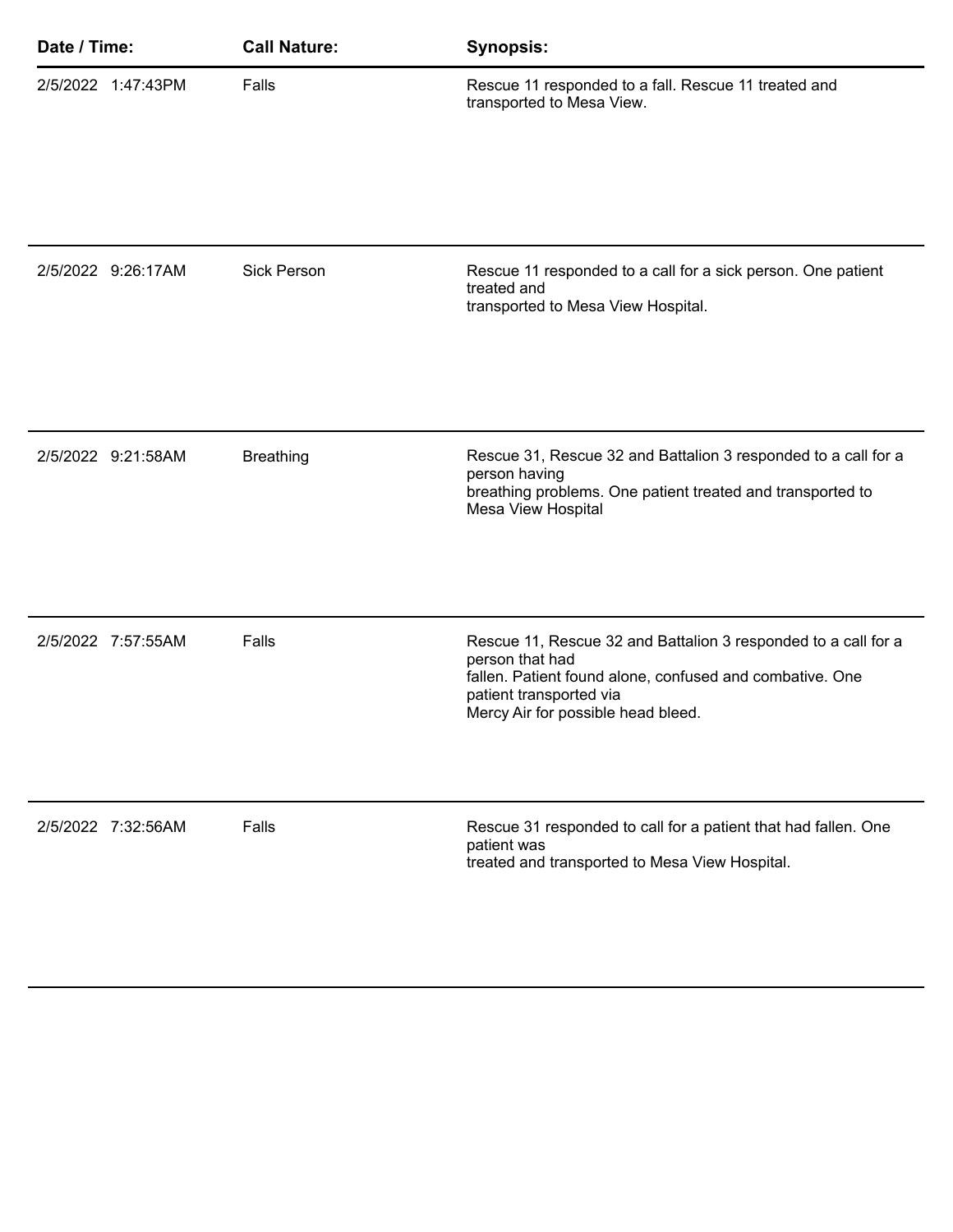| Date / Time: | Call Nature: | Synopsis: |
|---|---|---|
| 2/5/2022 1:47:43PM | Falls | Rescue 11 responded to a fall. Rescue 11 treated and transported to Mesa View. |
| 2/5/2022 9:26:17AM | Sick Person | Rescue 11 responded to a call for a sick person. One patient treated and transported to Mesa View Hospital. |
| 2/5/2022 9:21:58AM | Breathing | Rescue 31, Rescue 32 and Battalion 3 responded to a call for a person having breathing problems. One patient treated and transported to Mesa View Hospital |
| 2/5/2022 7:57:55AM | Falls | Rescue 11, Rescue 32 and Battalion 3 responded to a call for a person that had fallen. Patient found alone, confused and combative. One patient transported via Mercy Air for possible head bleed. |
| 2/5/2022 7:32:56AM | Falls | Rescue 31 responded to call for a patient that had fallen. One patient was treated and transported to Mesa View Hospital. |